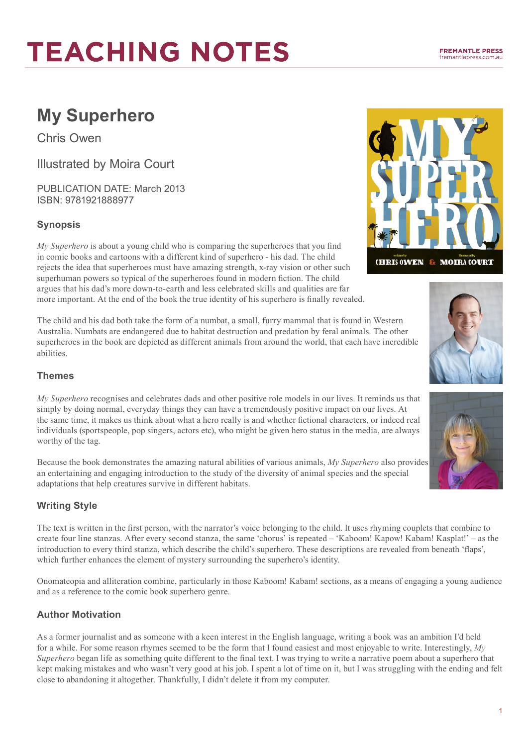# TEACHING NOTES

FREMANTLE PRESS
fremantlepress.com.au

## My Superhero

Chris Owen

Illustrated by Moira Court

PUBLICATION DATE: March 2013
ISBN: 9781921888977

### Synopsis

*My Superhero* is about a young child who is comparing the superheroes that you find in comic books and cartoons with a different kind of superhero - his dad. The child rejects the idea that superheroes must have amazing strength, x-ray vision or other such superhuman powers so typical of the superheroes found in modern fiction. The child argues that his dad's more down-to-earth and less celebrated skills and qualities are far more important. At the end of the book the true identity of his superhero is finally revealed.

The child and his dad both take the form of a numbat, a small, furry mammal that is found in Western Australia. Numbats are endangered due to habitat destruction and predation by feral animals. The other superheroes in the book are depicted as different animals from around the world, that each have incredible abilities.

### Themes

*My Superhero* recognises and celebrates dads and other positive role models in our lives. It reminds us that simply by doing normal, everyday things they can have a tremendously positive impact on our lives. At the same time, it makes us think about what a hero really is and whether fictional characters, or indeed real individuals (sportspeople, pop singers, actors etc), who might be given hero status in the media, are always worthy of the tag.

Because the book demonstrates the amazing natural abilities of various animals, *My Superhero* also provides an entertaining and engaging introduction to the study of the diversity of animal species and the special adaptations that help creatures survive in different habitats.

### Writing Style

The text is written in the first person, with the narrator's voice belonging to the child. It uses rhyming couplets that combine to create four line stanzas. After every second stanza, the same 'chorus' is repeated – 'Kaboom! Kapow! Kabam! Kasplat!' – as the introduction to every third stanza, which describe the child's superhero. These descriptions are revealed from beneath 'flaps', which further enhances the element of mystery surrounding the superhero's identity.

Onomateopia and alliteration combine, particularly in those Kaboom! Kabam! sections, as a means of engaging a young audience and as a reference to the comic book superhero genre.

### Author Motivation

As a former journalist and as someone with a keen interest in the English language, writing a book was an ambition I'd held for a while. For some reason rhymes seemed to be the form that I found easiest and most enjoyable to write. Interestingly, *My Superhero* began life as something quite different to the final text. I was trying to write a narrative poem about a superhero that kept making mistakes and who wasn't very good at his job. I spent a lot of time on it, but I was struggling with the ending and felt close to abandoning it altogether. Thankfully, I didn't delete it from my computer.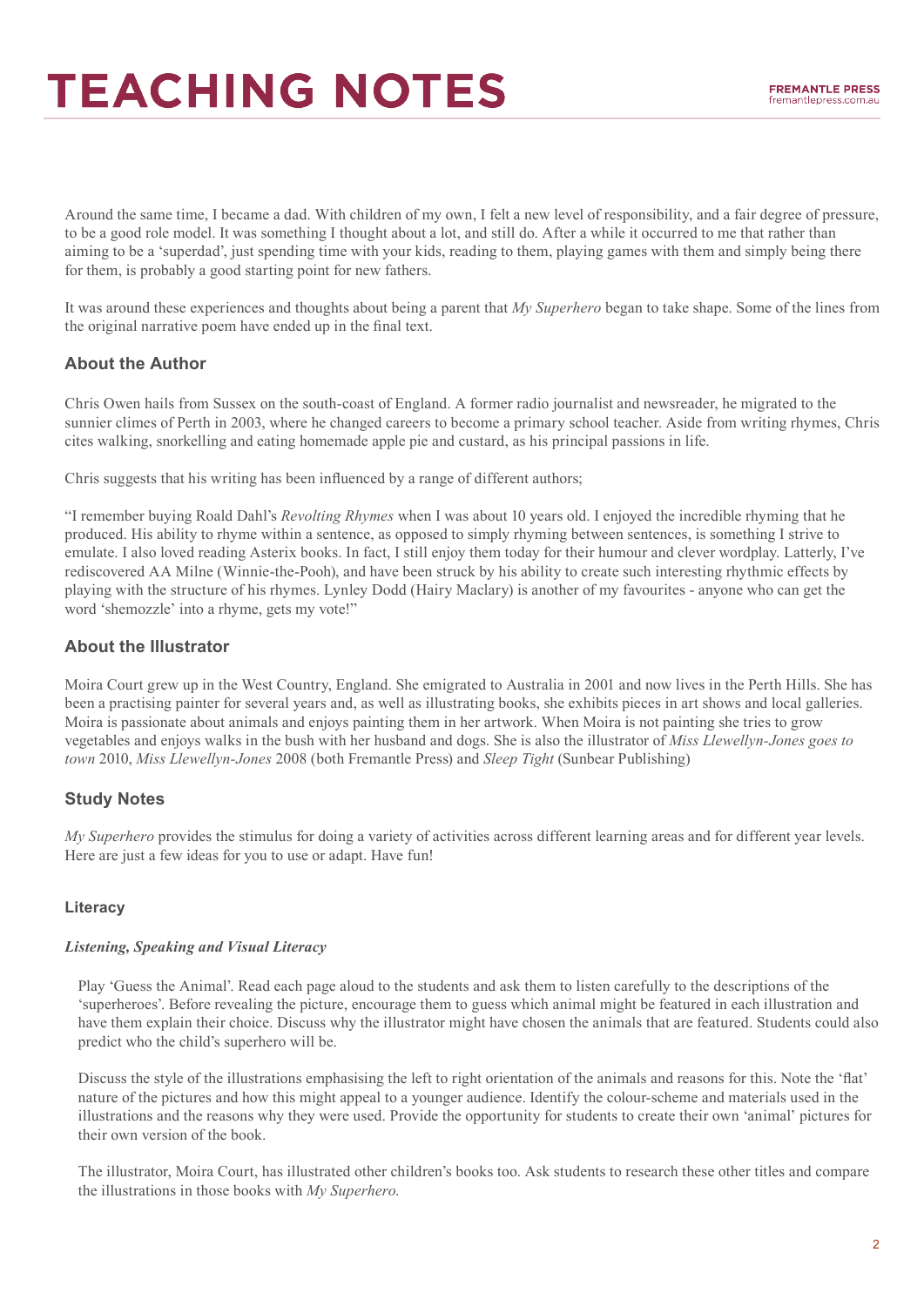Around the same time, I became a dad. With children of my own, I felt a new level of responsibility, and a fair degree of pressure, to be a good role model. It was something I thought about a lot, and still do. After a while it occurred to me that rather than aiming to be a 'superdad', just spending time with your kids, reading to them, playing games with them and simply being there for them, is probably a good starting point for new fathers.

It was around these experiences and thoughts about being a parent that *My Superhero* began to take shape. Some of the lines from the original narrative poem have ended up in the final text.

## About the Author

Chris Owen hails from Sussex on the south-coast of England. A former radio journalist and newsreader, he migrated to the sunnier climes of Perth in 2003, where he changed careers to become a primary school teacher. Aside from writing rhymes, Chris cites walking, snorkelling and eating homemade apple pie and custard, as his principal passions in life.

Chris suggests that his writing has been influenced by a range of different authors;

"I remember buying Roald Dahl's *Revolting Rhymes* when I was about 10 years old. I enjoyed the incredible rhyming that he produced. His ability to rhyme within a sentence, as opposed to simply rhyming between sentences, is something I strive to emulate. I also loved reading Asterix books. In fact, I still enjoy them today for their humour and clever wordplay. Latterly, I've rediscovered AA Milne (Winnie-the-Pooh), and have been struck by his ability to create such interesting rhythmic effects by playing with the structure of his rhymes. Lynley Dodd (Hairy Maclary) is another of my favourites - anyone who can get the word 'shemozzle' into a rhyme, gets my vote!"

## About the Illustrator

Moira Court grew up in the West Country, England. She emigrated to Australia in 2001 and now lives in the Perth Hills. She has been a practising painter for several years and, as well as illustrating books, she exhibits pieces in art shows and local galleries. Moira is passionate about animals and enjoys painting them in her artwork. When Moira is not painting she tries to grow vegetables and enjoys walks in the bush with her husband and dogs. She is also the illustrator of *Miss Llewellyn-Jones goes to town* 2010, *Miss Llewellyn-Jones* 2008 (both Fremantle Press) and *Sleep Tight* (Sunbear Publishing)

## Study Notes

*My Superhero* provides the stimulus for doing a variety of activities across different learning areas and for different year levels. Here are just a few ideas for you to use or adapt. Have fun!

### Literacy

#### *Listening, Speaking and Visual Literacy*

Play 'Guess the Animal'. Read each page aloud to the students and ask them to listen carefully to the descriptions of the 'superheroes'. Before revealing the picture, encourage them to guess which animal might be featured in each illustration and have them explain their choice. Discuss why the illustrator might have chosen the animals that are featured. Students could also predict who the child's superhero will be.

Discuss the style of the illustrations emphasising the left to right orientation of the animals and reasons for this. Note the 'flat' nature of the pictures and how this might appeal to a younger audience. Identify the colour-scheme and materials used in the illustrations and the reasons why they were used. Provide the opportunity for students to create their own 'animal' pictures for their own version of the book.

The illustrator, Moira Court, has illustrated other children's books too. Ask students to research these other titles and compare the illustrations in those books with *My Superhero.*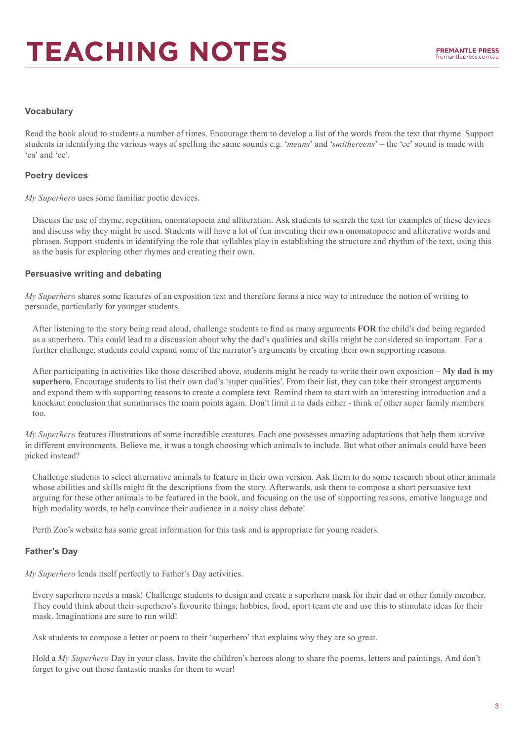### Vocabulary

Read the book aloud to students a number of times. Encourage them to develop a list of the words from the text that rhyme. Support students in identifying the various ways of spelling the same sounds e.g. '*means*' and '*smithereens*' – the 'ee' sound is made with 'ea' and 'ee'.

### Poetry devices

*My Superhero* uses some familiar poetic devices.

Discuss the use of rhyme, repetition, onomatopoeia and alliteration. Ask students to search the text for examples of these devices and discuss why they might be used. Students will have a lot of fun inventing their own onomatopoeic and alliterative words and phrases. Support students in identifying the role that syllables play in establishing the structure and rhythm of the text, using this as the basis for exploring other rhymes and creating their own.

### Persuasive writing and debating

*My Superhero* shares some features of an exposition text and therefore forms a nice way to introduce the notion of writing to persuade, particularly for younger students.

After listening to the story being read aloud, challenge students to find as many arguments **FOR** the child's dad being regarded as a superhero. This could lead to a discussion about why the dad's qualities and skills might be considered so important. For a further challenge, students could expand some of the narrator's arguments by creating their own supporting reasons.

After participating in activities like those described above, students might be ready to write their own exposition – **My dad is my superhero**. Encourage students to list their own dad's 'super qualities'. From their list, they can take their strongest arguments and expand them with supporting reasons to create a complete text. Remind them to start with an interesting introduction and a knockout conclusion that summarises the main points again. Don't limit it to dads either - think of other super family members too.

*My Superhero* features illustrations of some incredible creatures. Each one possesses amazing adaptations that help them survive in different environments. Believe me, it was a tough choosing which animals to include. But what other animals could have been picked instead?

Challenge students to select alternative animals to feature in their own version. Ask them to do some research about other animals whose abilities and skills might fit the descriptions from the story. Afterwards, ask them to compose a short persuasive text arguing for these other animals to be featured in the book, and focusing on the use of supporting reasons, emotive language and high modality words, to help convince their audience in a noisy class debate!

Perth Zoo's website has some great information for this task and is appropriate for young readers.

### Father's Day

*My Superhero* lends itself perfectly to Father's Day activities.

Every superhero needs a mask! Challenge students to design and create a superhero mask for their dad or other family member. They could think about their superhero's favourite things; hobbies, food, sport team etc and use this to stimulate ideas for their mask. Imaginations are sure to run wild!

Ask students to compose a letter or poem to their 'superhero' that explains why they are so great.

Hold a *My Superhero* Day in your class. Invite the children's heroes along to share the poems, letters and paintings. And don't forget to give out those fantastic masks for them to wear!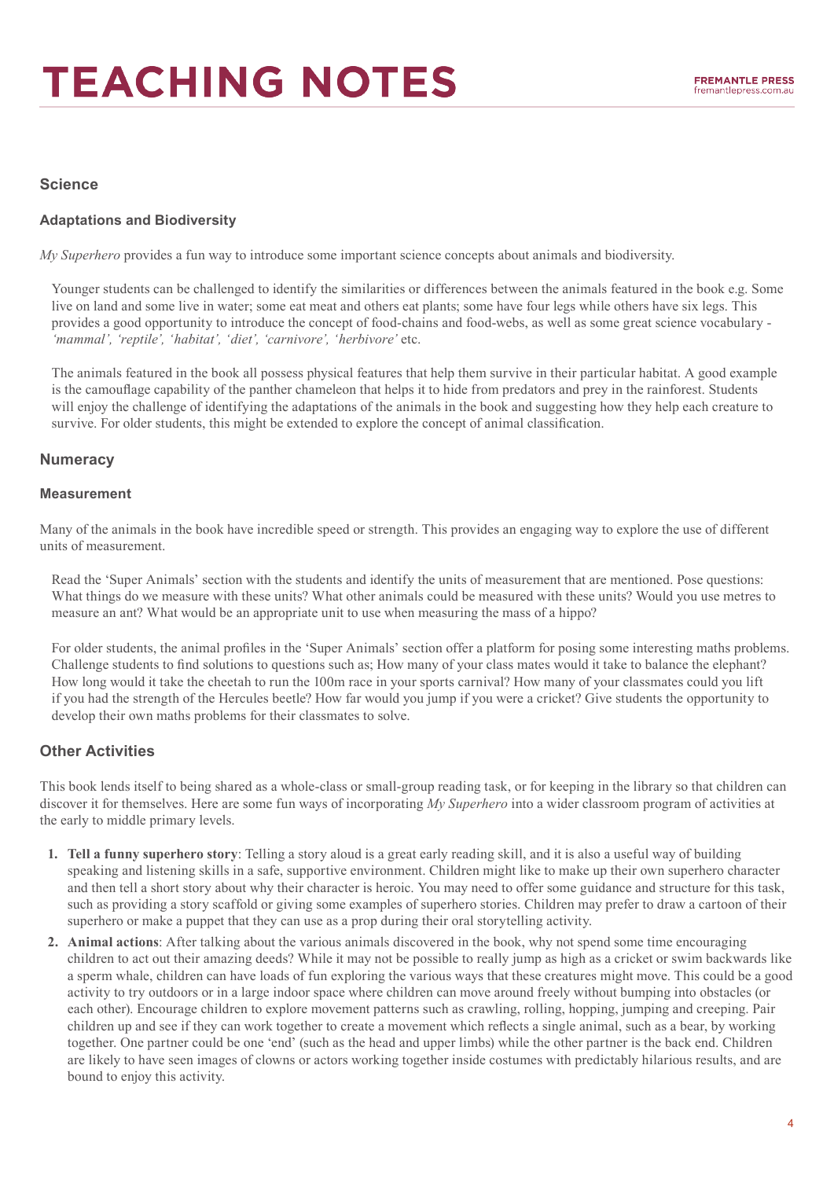## Science

### Adaptations and Biodiversity

*My Superhero* provides a fun way to introduce some important science concepts about animals and biodiversity.

Younger students can be challenged to identify the similarities or differences between the animals featured in the book e.g. Some live on land and some live in water; some eat meat and others eat plants; some have four legs while others have six legs. This provides a good opportunity to introduce the concept of food-chains and food-webs, as well as some great science vocabulary - *'mammal', 'reptile', 'habitat', 'diet', 'carnivore', 'herbivore'* etc.

The animals featured in the book all possess physical features that help them survive in their particular habitat. A good example is the camouflage capability of the panther chameleon that helps it to hide from predators and prey in the rainforest. Students will enjoy the challenge of identifying the adaptations of the animals in the book and suggesting how they help each creature to survive. For older students, this might be extended to explore the concept of animal classification.

## Numeracy

### Measurement

Many of the animals in the book have incredible speed or strength. This provides an engaging way to explore the use of different units of measurement.

Read the 'Super Animals' section with the students and identify the units of measurement that are mentioned. Pose questions: What things do we measure with these units? What other animals could be measured with these units? Would you use metres to measure an ant? What would be an appropriate unit to use when measuring the mass of a hippo?

For older students, the animal profiles in the 'Super Animals' section offer a platform for posing some interesting maths problems. Challenge students to find solutions to questions such as; How many of your class mates would it take to balance the elephant? How long would it take the cheetah to run the 100m race in your sports carnival? How many of your classmates could you lift if you had the strength of the Hercules beetle? How far would you jump if you were a cricket? Give students the opportunity to develop their own maths problems for their classmates to solve.

## Other Activities

This book lends itself to being shared as a whole-class or small-group reading task, or for keeping in the library so that children can discover it for themselves. Here are some fun ways of incorporating *My Superhero* into a wider classroom program of activities at the early to middle primary levels.

1. **Tell a funny superhero story**: Telling a story aloud is a great early reading skill, and it is also a useful way of building speaking and listening skills in a safe, supportive environment. Children might like to make up their own superhero character and then tell a short story about why their character is heroic. You may need to offer some guidance and structure for this task, such as providing a story scaffold or giving some examples of superhero stories. Children may prefer to draw a cartoon of their superhero or make a puppet that they can use as a prop during their oral storytelling activity.
2. **Animal actions**: After talking about the various animals discovered in the book, why not spend some time encouraging children to act out their amazing deeds? While it may not be possible to really jump as high as a cricket or swim backwards like a sperm whale, children can have loads of fun exploring the various ways that these creatures might move. This could be a good activity to try outdoors or in a large indoor space where children can move around freely without bumping into obstacles (or each other). Encourage children to explore movement patterns such as crawling, rolling, hopping, jumping and creeping. Pair children up and see if they can work together to create a movement which reflects a single animal, such as a bear, by working together. One partner could be one 'end' (such as the head and upper limbs) while the other partner is the back end. Children are likely to have seen images of clowns or actors working together inside costumes with predictably hilarious results, and are bound to enjoy this activity.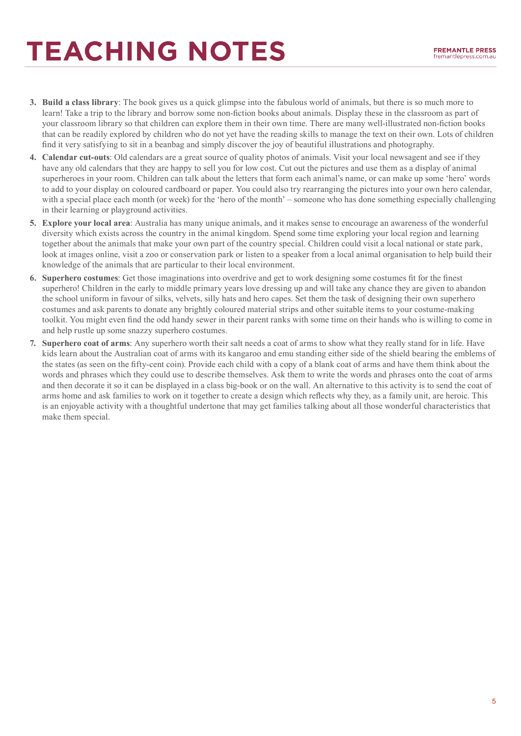3. **Build a class library**: The book gives us a quick glimpse into the fabulous world of animals, but there is so much more to learn! Take a trip to the library and borrow some non-fiction books about animals. Display these in the classroom as part of your classroom library so that children can explore them in their own time. There are many well-illustrated non-fiction books that can be readily explored by children who do not yet have the reading skills to manage the text on their own. Lots of children find it very satisfying to sit in a beanbag and simply discover the joy of beautiful illustrations and photography.
4. **Calendar cut-outs**: Old calendars are a great source of quality photos of animals. Visit your local newsagent and see if they have any old calendars that they are happy to sell you for low cost. Cut out the pictures and use them as a display of animal superheroes in your room. Children can talk about the letters that form each animal's name, or can make up some 'hero' words to add to your display on coloured cardboard or paper. You could also try rearranging the pictures into your own hero calendar, with a special place each month (or week) for the 'hero of the month' – someone who has done something especially challenging in their learning or playground activities.
5. **Explore your local area**: Australia has many unique animals, and it makes sense to encourage an awareness of the wonderful diversity which exists across the country in the animal kingdom. Spend some time exploring your local region and learning together about the animals that make your own part of the country special. Children could visit a local national or state park, look at images online, visit a zoo or conservation park or listen to a speaker from a local animal organisation to help build their knowledge of the animals that are particular to their local environment.
6. **Superhero costumes**: Get those imaginations into overdrive and get to work designing some costumes fit for the finest superhero! Children in the early to middle primary years love dressing up and will take any chance they are given to abandon the school uniform in favour of silks, velvets, silly hats and hero capes. Set them the task of designing their own superhero costumes and ask parents to donate any brightly coloured material strips and other suitable items to your costume-making toolkit. You might even find the odd handy sewer in their parent ranks with some time on their hands who is willing to come in and help rustle up some snazzy superhero costumes.
7. **Superhero coat of arms**: Any superhero worth their salt needs a coat of arms to show what they really stand for in life. Have kids learn about the Australian coat of arms with its kangaroo and emu standing either side of the shield bearing the emblems of the states (as seen on the fifty-cent coin). Provide each child with a copy of a blank coat of arms and have them think about the words and phrases which they could use to describe themselves. Ask them to write the words and phrases onto the coat of arms and then decorate it so it can be displayed in a class big-book or on the wall. An alternative to this activity is to send the coat of arms home and ask families to work on it together to create a design which reflects why they, as a family unit, are heroic. This is an enjoyable activity with a thoughtful undertone that may get families talking about all those wonderful characteristics that make them special.